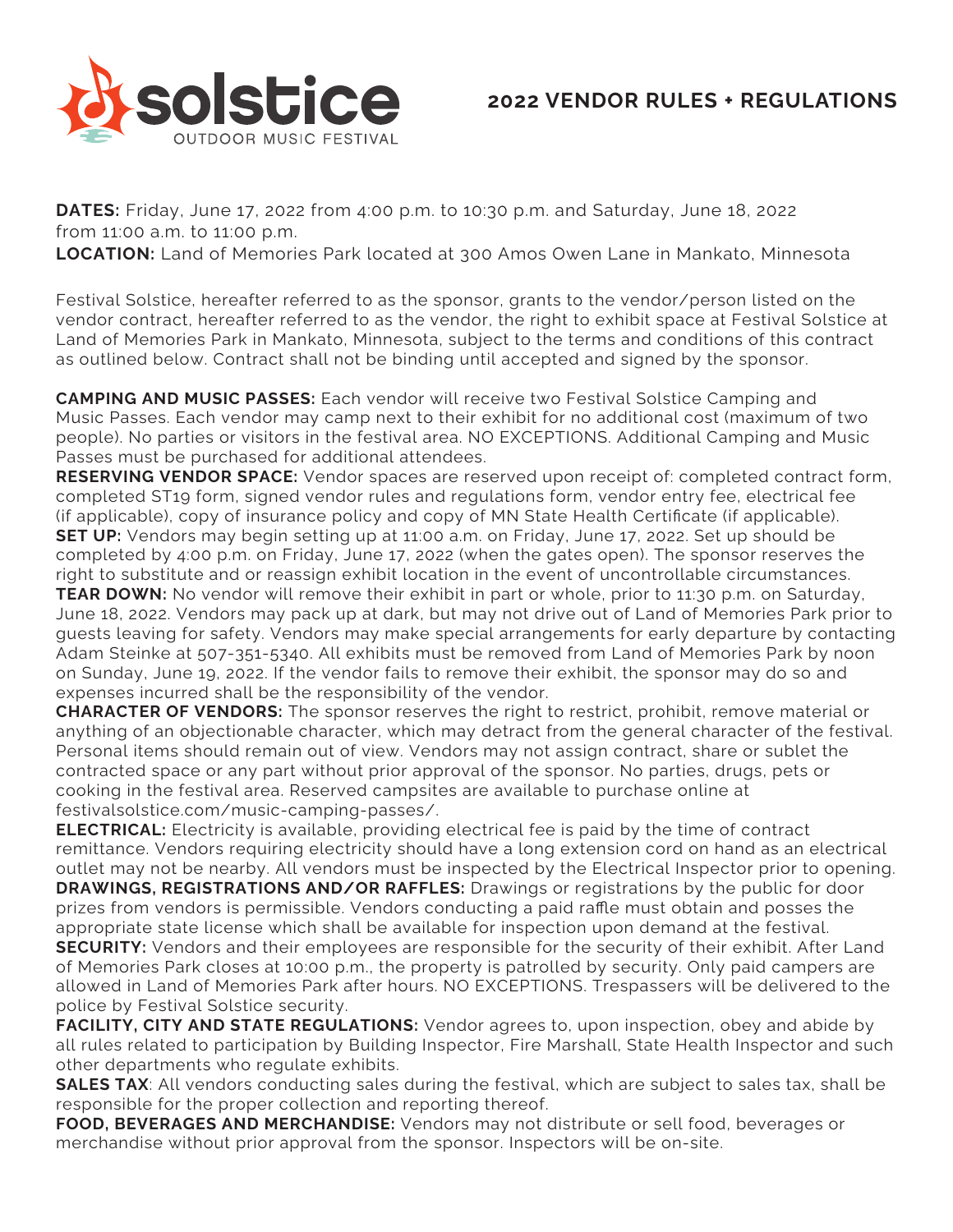# solstice OUTDOOR MUSIC FESTIVAL

## 2022 VENDOR RULES + REGULATIONS

**DATES:** Friday, June 17, 2022 from 4:00 p.m. to 10:30 p.m. and Saturday, June 18, 2022 from 11:00 a.m. to 11:00 p.m.
**LOCATION:** Land of Memories Park located at 300 Amos Owen Lane in Mankato, Minnesota

Festival Solstice, hereafter referred to as the sponsor, grants to the vendor/person listed on the vendor contract, hereafter referred to as the vendor, the right to exhibit space at Festival Solstice at Land of Memories Park in Mankato, Minnesota, subject to the terms and conditions of this contract as outlined below. Contract shall not be binding until accepted and signed by the sponsor.

**CAMPING AND MUSIC PASSES:** Each vendor will receive two Festival Solstice Camping and Music Passes. Each vendor may camp next to their exhibit for no additional cost (maximum of two people). No parties or visitors in the festival area. NO EXCEPTIONS. Additional Camping and Music Passes must be purchased for additional attendees.
**RESERVING VENDOR SPACE:** Vendor spaces are reserved upon receipt of: completed contract form, completed ST19 form, signed vendor rules and regulations form, vendor entry fee, electrical fee (if applicable), copy of insurance policy and copy of MN State Health Certificate (if applicable).
**SET UP:** Vendors may begin setting up at 11:00 a.m. on Friday, June 17, 2022. Set up should be completed by 4:00 p.m. on Friday, June 17, 2022 (when the gates open). The sponsor reserves the right to substitute and or reassign exhibit location in the event of uncontrollable circumstances.
**TEAR DOWN:** No vendor will remove their exhibit in part or whole, prior to 11:30 p.m. on Saturday, June 18, 2022. Vendors may pack up at dark, but may not drive out of Land of Memories Park prior to guests leaving for safety. Vendors may make special arrangements for early departure by contacting Adam Steinke at 507-351-5340. All exhibits must be removed from Land of Memories Park by noon on Sunday, June 19, 2022. If the vendor fails to remove their exhibit, the sponsor may do so and expenses incurred shall be the responsibility of the vendor.
**CHARACTER OF VENDORS:** The sponsor reserves the right to restrict, prohibit, remove material or anything of an objectionable character, which may detract from the general character of the festival. Personal items should remain out of view. Vendors may not assign contract, share or sublet the contracted space or any part without prior approval of the sponsor. No parties, drugs, pets or cooking in the festival area. Reserved campsites are available to purchase online at festivalsolstice.com/music-camping-passes/.
**ELECTRICAL:** Electricity is available, providing electrical fee is paid by the time of contract remittance. Vendors requiring electricity should have a long extension cord on hand as an electrical outlet may not be nearby. All vendors must be inspected by the Electrical Inspector prior to opening.
**DRAWINGS, REGISTRATIONS AND/OR RAFFLES:** Drawings or registrations by the public for door prizes from vendors is permissible. Vendors conducting a paid raffle must obtain and posses the appropriate state license which shall be available for inspection upon demand at the festival.
**SECURITY:** Vendors and their employees are responsible for the security of their exhibit. After Land of Memories Park closes at 10:00 p.m., the property is patrolled by security. Only paid campers are allowed in Land of Memories Park after hours. NO EXCEPTIONS. Trespassers will be delivered to the police by Festival Solstice security.
**FACILITY, CITY AND STATE REGULATIONS:** Vendor agrees to, upon inspection, obey and abide by all rules related to participation by Building Inspector, Fire Marshall, State Health Inspector and such other departments who regulate exhibits.
**SALES TAX**: All vendors conducting sales during the festival, which are subject to sales tax, shall be responsible for the proper collection and reporting thereof.
**FOOD, BEVERAGES AND MERCHANDISE:** Vendors may not distribute or sell food, beverages or merchandise without prior approval from the sponsor. Inspectors will be on-site.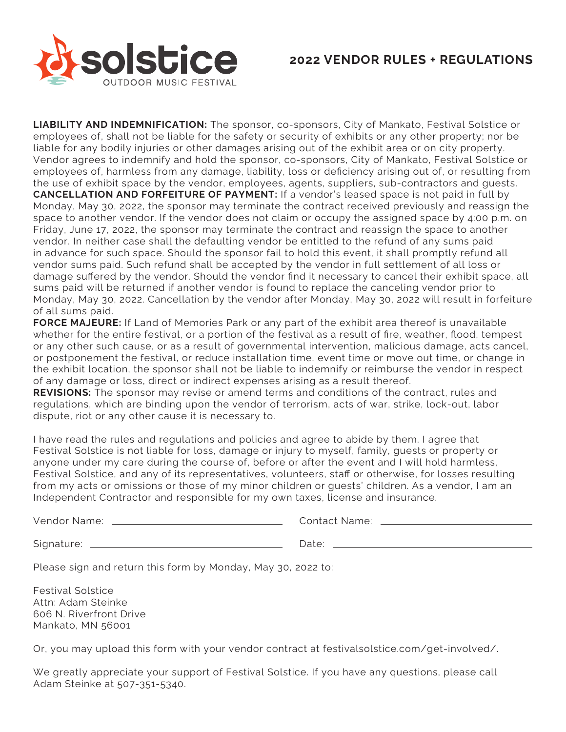# solstice

OUTDOOR MUSIC FESTIVAL

## 2022 VENDOR RULES + REGULATIONS

**LIABILITY AND INDEMNIFICATION:** The sponsor, co-sponsors, City of Mankato, Festival Solstice or employees of, shall not be liable for the safety or security of exhibits or any other property; nor be liable for any bodily injuries or other damages arising out of the exhibit area or on city property. Vendor agrees to indemnify and hold the sponsor, co-sponsors, City of Mankato, Festival Solstice or employees of, harmless from any damage, liability, loss or deficiency arising out of, or resulting from the use of exhibit space by the vendor, employees, agents, suppliers, sub-contractors and guests.
**CANCELLATION AND FORFEITURE OF PAYMENT:** If a vendor's leased space is not paid in full by Monday, May 30, 2022, the sponsor may terminate the contract received previously and reassign the space to another vendor. If the vendor does not claim or occupy the assigned space by 4:00 p.m. on Friday, June 17, 2022, the sponsor may terminate the contract and reassign the space to another vendor. In neither case shall the defaulting vendor be entitled to the refund of any sums paid in advance for such space. Should the sponsor fail to hold this event, it shall promptly refund all vendor sums paid. Such refund shall be accepted by the vendor in full settlement of all loss or damage suffered by the vendor. Should the vendor find it necessary to cancel their exhibit space, all sums paid will be returned if another vendor is found to replace the canceling vendor prior to Monday, May 30, 2022. Cancellation by the vendor after Monday, May 30, 2022 will result in forfeiture of all sums paid.
**FORCE MAJEURE:** If Land of Memories Park or any part of the exhibit area thereof is unavailable whether for the entire festival, or a portion of the festival as a result of fire, weather, flood, tempest or any other such cause, or as a result of governmental intervention, malicious damage, acts cancel, or postponement the festival, or reduce installation time, event time or move out time, or change in the exhibit location, the sponsor shall not be liable to indemnify or reimburse the vendor in respect of any damage or loss, direct or indirect expenses arising as a result thereof.
**REVISIONS:** The sponsor may revise or amend terms and conditions of the contract, rules and regulations, which are binding upon the vendor of terrorism, acts of war, strike, lock-out, labor dispute, riot or any other cause it is necessary to.

I have read the rules and regulations and policies and agree to abide by them. I agree that Festival Solstice is not liable for loss, damage or injury to myself, family, guests or property or anyone under my care during the course of, before or after the event and I will hold harmless, Festival Solstice, and any of its representatives, volunteers, staff or otherwise, for losses resulting from my acts or omissions or those of my minor children or guests' children. As a vendor, I am an Independent Contractor and responsible for my own taxes, license and insurance.

Vendor Name: ______________________ Contact Name: ______________________

Signature: ______________________ Date: ______________________

Please sign and return this form by Monday, May 30, 2022 to:

Festival Solstice
Attn: Adam Steinke
606 N. Riverfront Drive
Mankato, MN 56001

Or, you may upload this form with your vendor contract at festivalsolstice.com/get-involved/.

We greatly appreciate your support of Festival Solstice. If you have any questions, please call Adam Steinke at 507-351-5340.